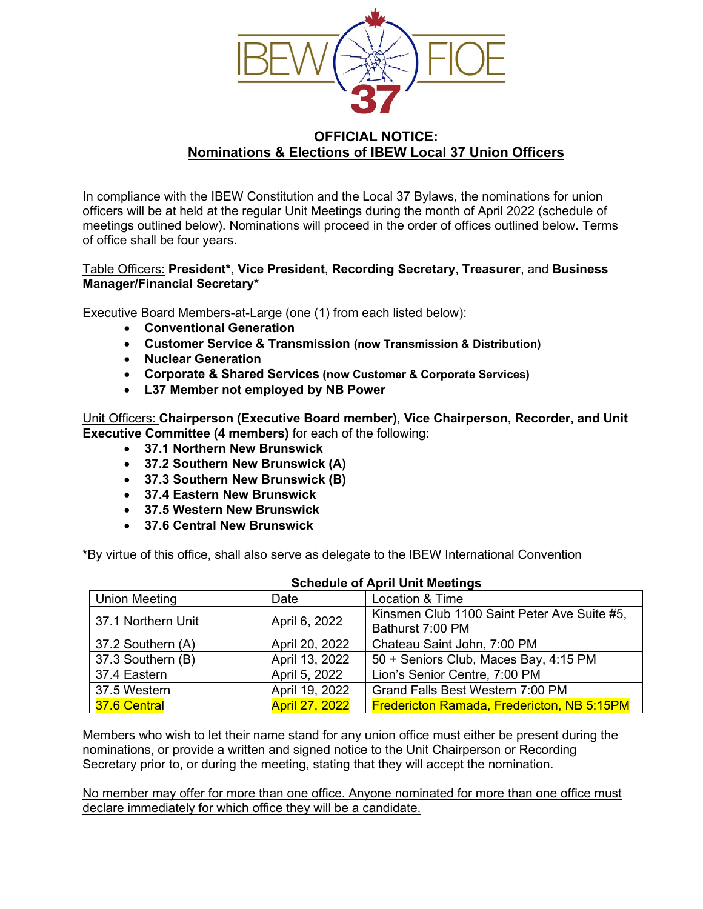IBEW FIOE 37

## OFFICIAL NOTICE:
## Nominations & Elections of IBEW Local 37 Union Officers

In compliance with the IBEW Constitution and the Local 37 Bylaws, the nominations for union officers will be at held at the regular Unit Meetings during the month of April 2022 (schedule of meetings outlined below). Nominations will proceed in the order of offices outlined below. Terms of office shall be four years.

Table Officers: **President***, **Vice President**, **Recording Secretary**, **Treasurer**, and **Business Manager/Financial Secretary***

Executive Board Members-at-Large (one (1) from each listed below):

- **Conventional Generation**
- **Customer Service & Transmission (now Transmission & Distribution)**
- **Nuclear Generation**
- **Corporate & Shared Services (now Customer & Corporate Services)**
- **L37 Member not employed by NB Power**

Unit Officers: **Chairperson (Executive Board member), Vice Chairperson, Recorder, and Unit Executive Committee (4 members)** for each of the following:

- **37.1 Northern New Brunswick**
- **37.2 Southern New Brunswick (A)**
- **37.3 Southern New Brunswick (B)**
- **37.4 Eastern New Brunswick**
- **37.5 Western New Brunswick**
- **37.6 Central New Brunswick**

***By virtue of this office, shall also serve as delegate to the IBEW International Convention

**Schedule of April Unit Meetings**

| Union Meeting | Date | Location & Time |
|---|---|---|
| 37.1 Northern Unit | April 6, 2022 | Kinsmen Club 1100 Saint Peter Ave Suite #5, Bathurst 7:00 PM |
| 37.2 Southern (A) | April 20, 2022 | Chateau Saint John, 7:00 PM |
| 37.3 Southern (B) | April 13, 2022 | 50 + Seniors Club, Maces Bay, 4:15 PM |
| 37.4 Eastern | April 5, 2022 | Lion's Senior Centre, 7:00 PM |
| 37.5 Western | April 19, 2022 | Grand Falls Best Western 7:00 PM |
| 37.6 Central | April 27, 2022 | Fredericton Ramada, Fredericton, NB 5:15PM |

Members who wish to let their name stand for any union office must either be present during the nominations, or provide a written and signed notice to the Unit Chairperson or Recording Secretary prior to, or during the meeting, stating that they will accept the nomination.

No member may offer for more than one office. Anyone nominated for more than one office must declare immediately for which office they will be a candidate.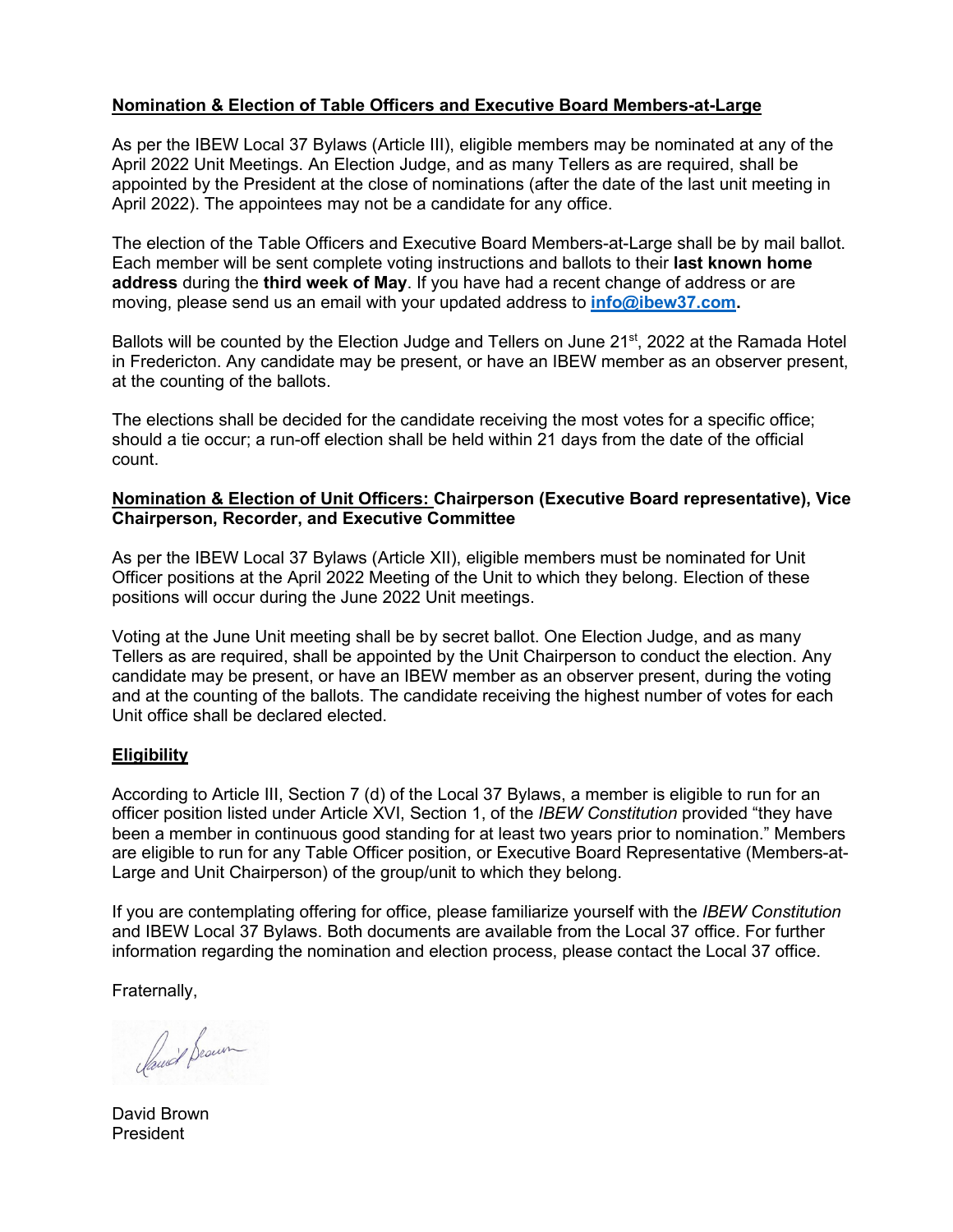## Nomination & Election of Table Officers and Executive Board Members-at-Large

As per the IBEW Local 37 Bylaws (Article III), eligible members may be nominated at any of the April 2022 Unit Meetings. An Election Judge, and as many Tellers as are required, shall be appointed by the President at the close of nominations (after the date of the last unit meeting in April 2022). The appointees may not be a candidate for any office.

The election of the Table Officers and Executive Board Members-at-Large shall be by mail ballot. Each member will be sent complete voting instructions and ballots to their **last known home address** during the **third week of May**. If you have had a recent change of address or are moving, please send us an email with your updated address to **info@ibew37.com.**

Ballots will be counted by the Election Judge and Tellers on June 21st, 2022 at the Ramada Hotel in Fredericton. Any candidate may be present, or have an IBEW member as an observer present, at the counting of the ballots.

The elections shall be decided for the candidate receiving the most votes for a specific office; should a tie occur; a run-off election shall be held within 21 days from the date of the official count.

## Nomination & Election of Unit Officers: Chairperson (Executive Board representative), Vice Chairperson, Recorder, and Executive Committee

As per the IBEW Local 37 Bylaws (Article XII), eligible members must be nominated for Unit Officer positions at the April 2022 Meeting of the Unit to which they belong. Election of these positions will occur during the June 2022 Unit meetings.

Voting at the June Unit meeting shall be by secret ballot. One Election Judge, and as many Tellers as are required, shall be appointed by the Unit Chairperson to conduct the election. Any candidate may be present, or have an IBEW member as an observer present, during the voting and at the counting of the ballots. The candidate receiving the highest number of votes for each Unit office shall be declared elected.

## Eligibility

According to Article III, Section 7 (d) of the Local 37 Bylaws, a member is eligible to run for an officer position listed under Article XVI, Section 1, of the *IBEW Constitution* provided "they have been a member in continuous good standing for at least two years prior to nomination." Members are eligible to run for any Table Officer position, or Executive Board Representative (Members-at-Large and Unit Chairperson) of the group/unit to which they belong.

If you are contemplating offering for office, please familiarize yourself with the *IBEW Constitution* and IBEW Local 37 Bylaws. Both documents are available from the Local 37 office. For further information regarding the nomination and election process, please contact the Local 37 office.

Fraternally,

David Brown
President